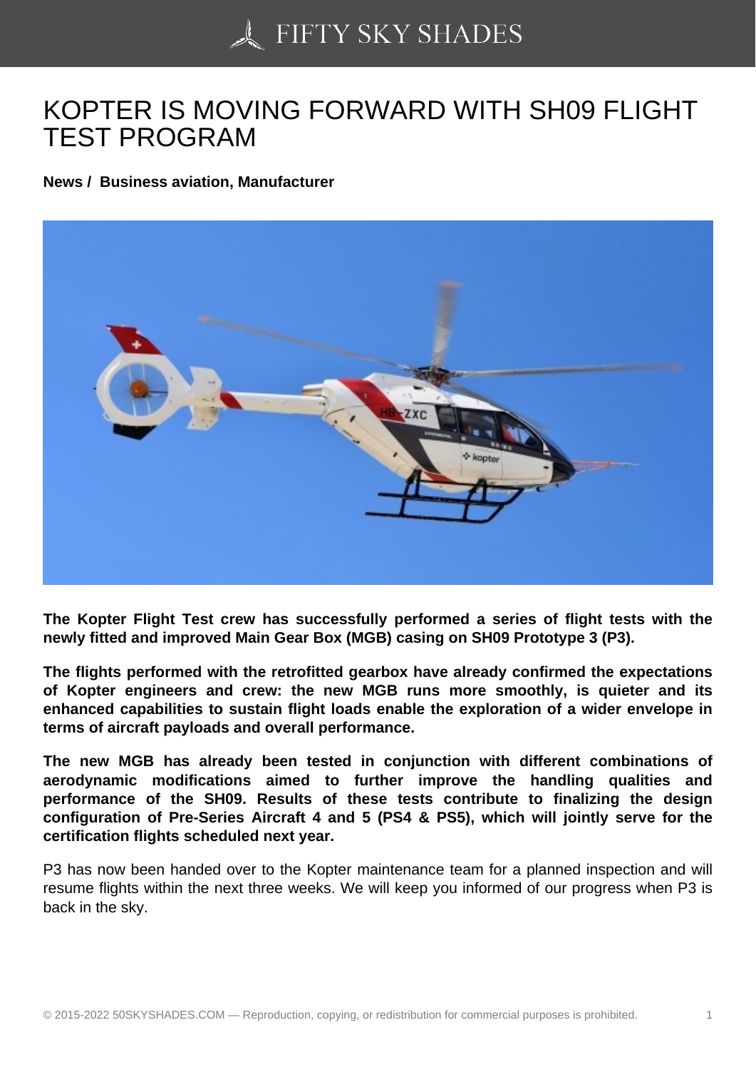# KOPTER IS MOVING FORWARD WITH SH09 FLIGHT TEST PROGRAM

**News / Business aviation, Manufacturer**

**The Kopter Flight Test crew has successfully performed a series of flight tests with the newly fitted and improved Main Gear Box (MGB) casing on SH09 Prototype 3 (P3).**

**The flights performed with the retrofitted gearbox have already confirmed the expectations of Kopter engineers and crew: the new MGB runs more smoothly, is quieter and its enhanced capabilities to sustain flight loads enable the exploration of a wider envelope in terms of aircraft payloads and overall performance.**

**The new MGB has already been tested in conjunction with different combinations of aerodynamic modifications aimed to further improve the handling qualities and performance of the SH09. Results of these tests contribute to finalizing the design configuration of Pre-Series Aircraft 4 and 5 (PS4 & PS5), which will jointly serve for the certification flights scheduled next year.**

P3 has now been handed over to the Kopter maintenance team for a planned inspection and will resume flights within the next three weeks. We will keep you informed of our progress when P3 is back in the sky.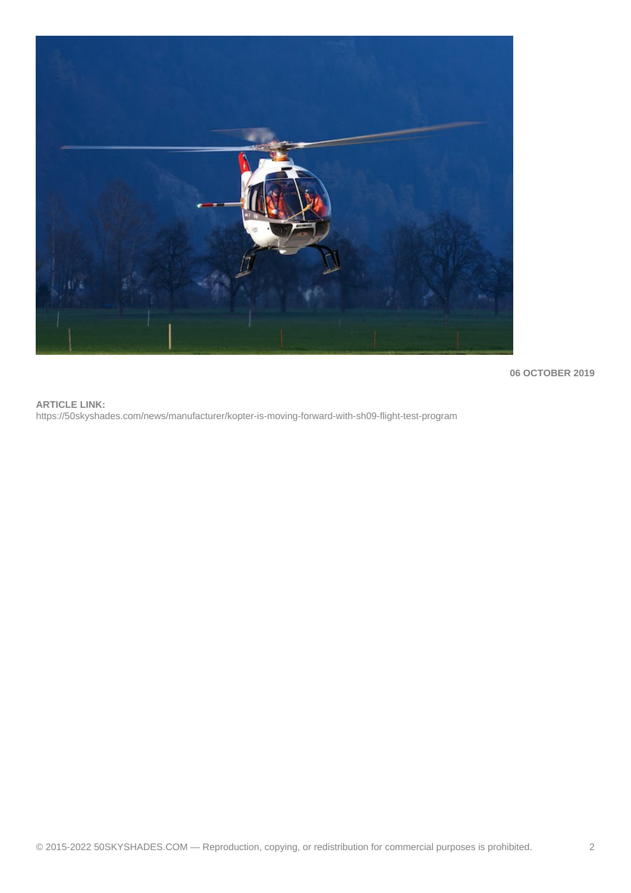06 OCTOBER 2019

**ARTICLE LINK:**
https://50skyshades.com/news/manufacturer/kopter-is-moving-forward-with-sh09-flight-test-program